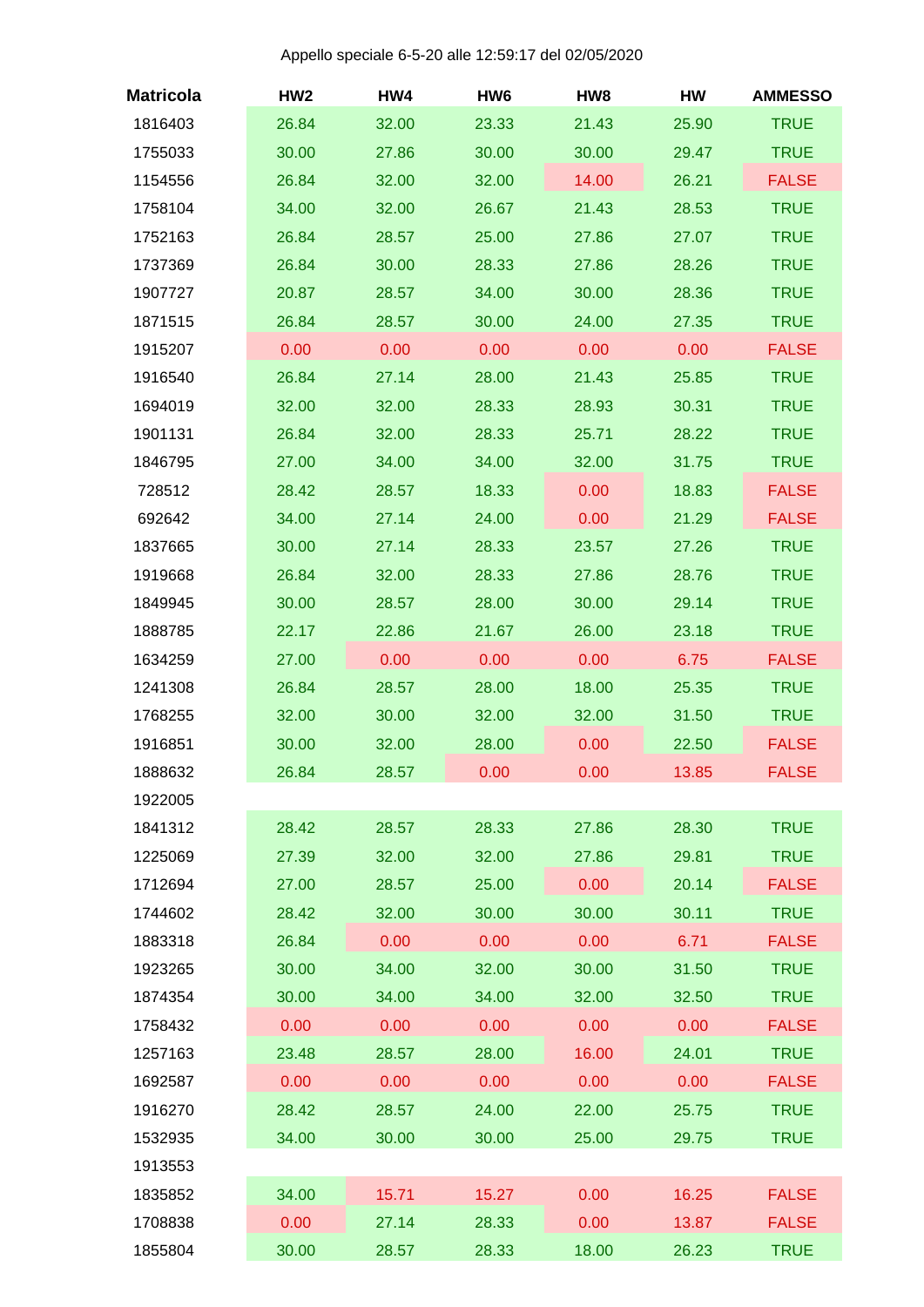Appello speciale 6-5-20 alle 12:59:17 del 02/05/2020

| Matricola | HW2 | HW4 | HW6 | HW8 | HW | AMMESSO |
|---|---|---|---|---|---|---|
| 1816403 | 26.84 | 32.00 | 23.33 | 21.43 | 25.90 | TRUE |
| 1755033 | 30.00 | 27.86 | 30.00 | 30.00 | 29.47 | TRUE |
| 1154556 | 26.84 | 32.00 | 32.00 | 14.00 | 26.21 | FALSE |
| 1758104 | 34.00 | 32.00 | 26.67 | 21.43 | 28.53 | TRUE |
| 1752163 | 26.84 | 28.57 | 25.00 | 27.86 | 27.07 | TRUE |
| 1737369 | 26.84 | 30.00 | 28.33 | 27.86 | 28.26 | TRUE |
| 1907727 | 20.87 | 28.57 | 34.00 | 30.00 | 28.36 | TRUE |
| 1871515 | 26.84 | 28.57 | 30.00 | 24.00 | 27.35 | TRUE |
| 1915207 | 0.00 | 0.00 | 0.00 | 0.00 | 0.00 | FALSE |
| 1916540 | 26.84 | 27.14 | 28.00 | 21.43 | 25.85 | TRUE |
| 1694019 | 32.00 | 32.00 | 28.33 | 28.93 | 30.31 | TRUE |
| 1901131 | 26.84 | 32.00 | 28.33 | 25.71 | 28.22 | TRUE |
| 1846795 | 27.00 | 34.00 | 34.00 | 32.00 | 31.75 | TRUE |
| 728512 | 28.42 | 28.57 | 18.33 | 0.00 | 18.83 | FALSE |
| 692642 | 34.00 | 27.14 | 24.00 | 0.00 | 21.29 | FALSE |
| 1837665 | 30.00 | 27.14 | 28.33 | 23.57 | 27.26 | TRUE |
| 1919668 | 26.84 | 32.00 | 28.33 | 27.86 | 28.76 | TRUE |
| 1849945 | 30.00 | 28.57 | 28.00 | 30.00 | 29.14 | TRUE |
| 1888785 | 22.17 | 22.86 | 21.67 | 26.00 | 23.18 | TRUE |
| 1634259 | 27.00 | 0.00 | 0.00 | 0.00 | 6.75 | FALSE |
| 1241308 | 26.84 | 28.57 | 28.00 | 18.00 | 25.35 | TRUE |
| 1768255 | 32.00 | 30.00 | 32.00 | 32.00 | 31.50 | TRUE |
| 1916851 | 30.00 | 32.00 | 28.00 | 0.00 | 22.50 | FALSE |
| 1888632 | 26.84 | 28.57 | 0.00 | 0.00 | 13.85 | FALSE |
| 1922005 | | | | | | |
| 1841312 | 28.42 | 28.57 | 28.33 | 27.86 | 28.30 | TRUE |
| 1225069 | 27.39 | 32.00 | 32.00 | 27.86 | 29.81 | TRUE |
| 1712694 | 27.00 | 28.57 | 25.00 | 0.00 | 20.14 | FALSE |
| 1744602 | 28.42 | 32.00 | 30.00 | 30.00 | 30.11 | TRUE |
| 1883318 | 26.84 | 0.00 | 0.00 | 0.00 | 6.71 | FALSE |
| 1923265 | 30.00 | 34.00 | 32.00 | 30.00 | 31.50 | TRUE |
| 1874354 | 30.00 | 34.00 | 34.00 | 32.00 | 32.50 | TRUE |
| 1758432 | 0.00 | 0.00 | 0.00 | 0.00 | 0.00 | FALSE |
| 1257163 | 23.48 | 28.57 | 28.00 | 16.00 | 24.01 | TRUE |
| 1692587 | 0.00 | 0.00 | 0.00 | 0.00 | 0.00 | FALSE |
| 1916270 | 28.42 | 28.57 | 24.00 | 22.00 | 25.75 | TRUE |
| 1532935 | 34.00 | 30.00 | 30.00 | 25.00 | 29.75 | TRUE |
| 1913553 | | | | | | |
| 1835852 | 34.00 | 15.71 | 15.27 | 0.00 | 16.25 | FALSE |
| 1708838 | 0.00 | 27.14 | 28.33 | 0.00 | 13.87 | FALSE |
| 1855804 | 30.00 | 28.57 | 28.33 | 18.00 | 26.23 | TRUE |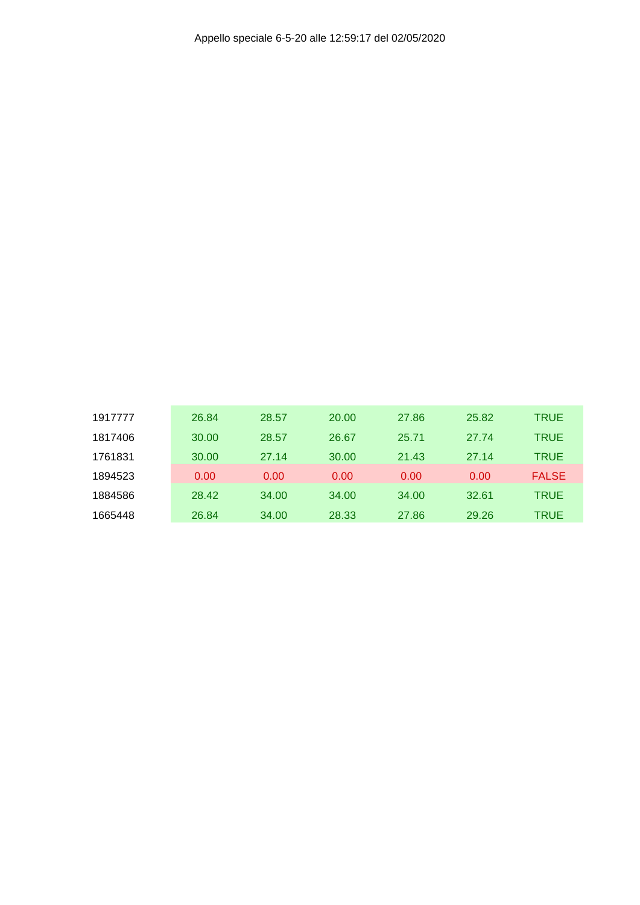Appello speciale 6-5-20 alle 12:59:17 del 02/05/2020

| | | | | | | |
|---|---|---|---|---|---|---|
| 1917777 | 26.84 | 28.57 | 20.00 | 27.86 | 25.82 | TRUE |
| 1817406 | 30.00 | 28.57 | 26.67 | 25.71 | 27.74 | TRUE |
| 1761831 | 30.00 | 27.14 | 30.00 | 21.43 | 27.14 | TRUE |
| 1894523 | 0.00 | 0.00 | 0.00 | 0.00 | 0.00 | FALSE |
| 1884586 | 28.42 | 34.00 | 34.00 | 34.00 | 32.61 | TRUE |
| 1665448 | 26.84 | 34.00 | 28.33 | 27.86 | 29.26 | TRUE |